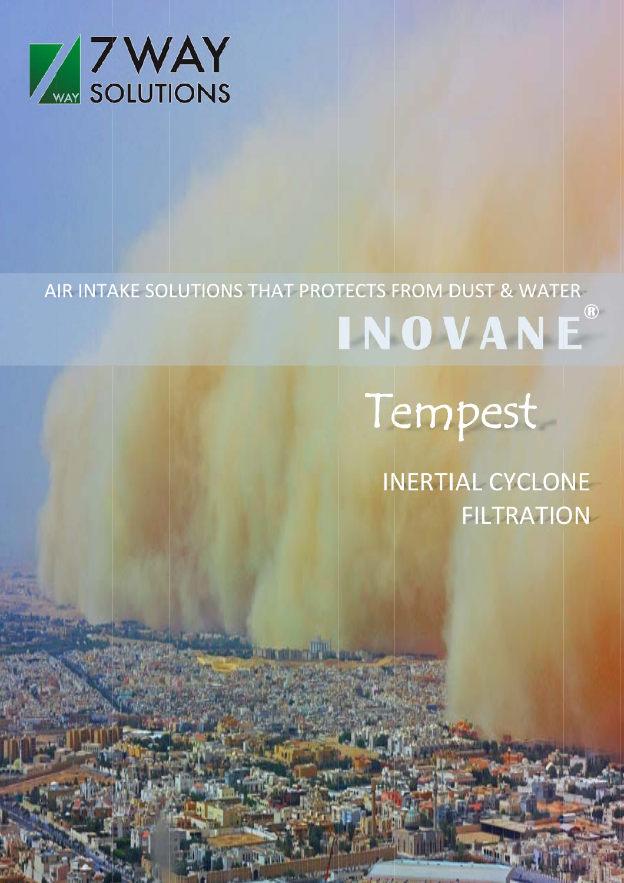7WAY SOLUTIONS

AIR INTAKE SOLUTIONS THAT PROTECTS FROM DUST & WATER

# INOVANE®

## Tempest

### INERTIAL CYCLONE FILTRATION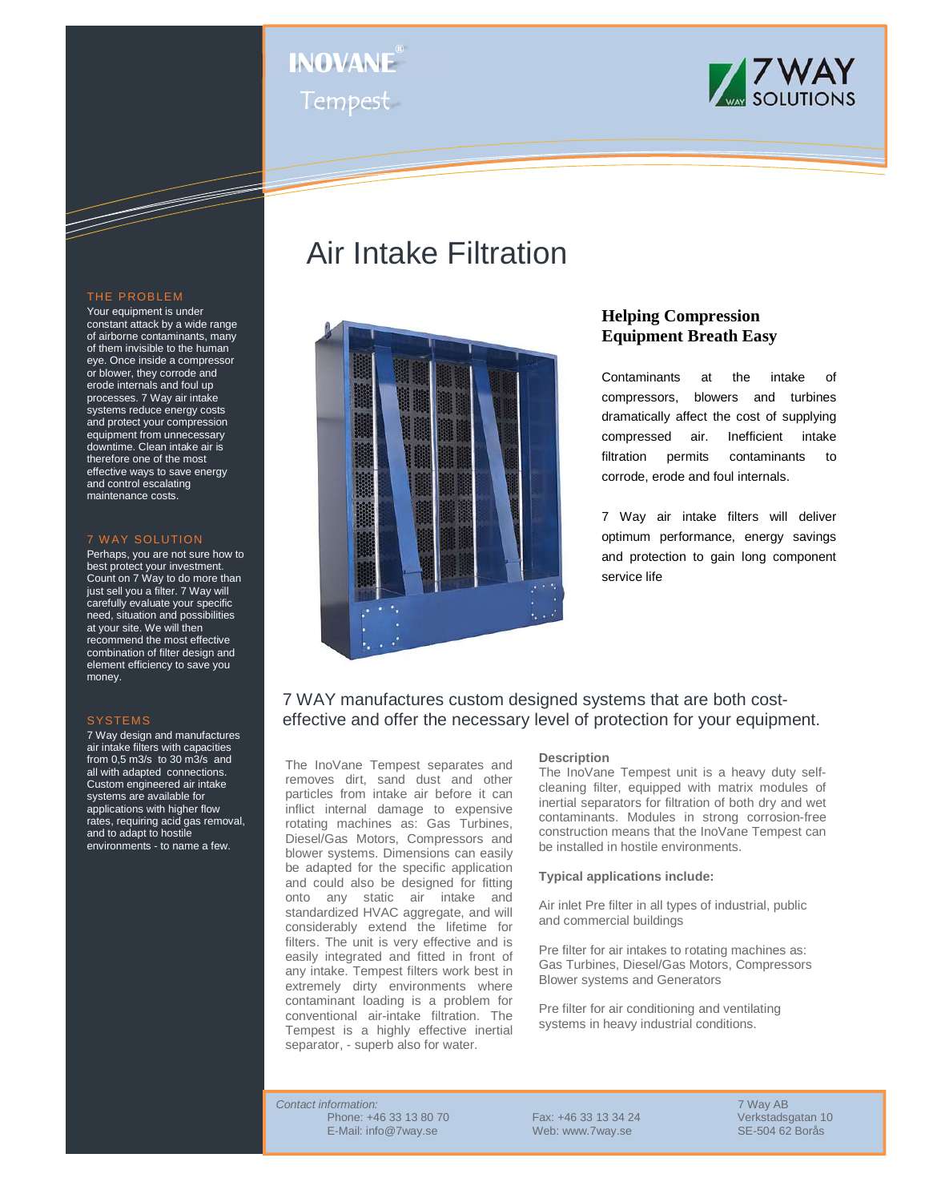INOVANE®
Tempest

7 WAY SOLUTIONS

# Air Intake Filtration

## THE PROBLEM

Your equipment is under constant attack by a wide range of airborne contaminants, many of them invisible to the human eye. Once inside a compressor or blower, they corrode and erode internals and foul up processes. 7 Way air intake systems reduce energy costs and protect your compression equipment from unnecessary downtime. Clean intake air is therefore one of the most effective ways to save energy and control escalating maintenance costs.

## 7 WAY SOLUTION

Perhaps, you are not sure how to best protect your investment. Count on 7 Way to do more than just sell you a filter. 7 Way will carefully evaluate your specific need, situation and possibilities at your site. We will then recommend the most effective combination of filter design and element efficiency to save you money.

## SYSTEMS

7 Way design and manufactures air intake filters with capacities from 0,5 m3/s to 30 m3/s and all with adapted connections. Custom engineered air intake systems are available for applications with higher flow rates, requiring acid gas removal, and to adapt to hostile environments - to name a few.

## Helping Compression Equipment Breath Easy

Contaminants at the intake of compressors, blowers and turbines dramatically affect the cost of supplying compressed air. Inefficient intake filtration permits contaminants to corrode, erode and foul internals.

7 Way air intake filters will deliver optimum performance, energy savings and protection to gain long component service life

7 WAY manufactures custom designed systems that are both cost-effective and offer the necessary level of protection for your equipment.

The InoVane Tempest separates and removes dirt, sand dust and other particles from intake air before it can inflict internal damage to expensive rotating machines as: Gas Turbines, Diesel/Gas Motors, Compressors and blower systems. Dimensions can easily be adapted for the specific application and could also be designed for fitting onto any static air intake and standardized HVAC aggregate, and will considerably extend the lifetime for filters. The unit is very effective and is easily integrated and fitted in front of any intake. Tempest filters work best in extremely dirty environments where contaminant loading is a problem for conventional air-intake filtration. The Tempest is a highly effective inertial separator, - superb also for water.

### Description

The InoVane Tempest unit is a heavy duty self-cleaning filter, equipped with matrix modules of inertial separators for filtration of both dry and wet contaminants. Modules in strong corrosion-free construction means that the InoVane Tempest can be installed in hostile environments.

**Typical applications include:**

Air inlet Pre filter in all types of industrial, public and commercial buildings

Pre filter for air intakes to rotating machines as: Gas Turbines, Diesel/Gas Motors, Compressors Blower systems and Generators

Pre filter for air conditioning and ventilating systems in heavy industrial conditions.

*Contact information:*
Phone: +46 33 13 80 70
E-Mail: info@7way.se
Fax: +46 33 13 34 24
Web: www.7way.se
7 Way AB
Verkstadsgatan 10
SE-504 62 Borås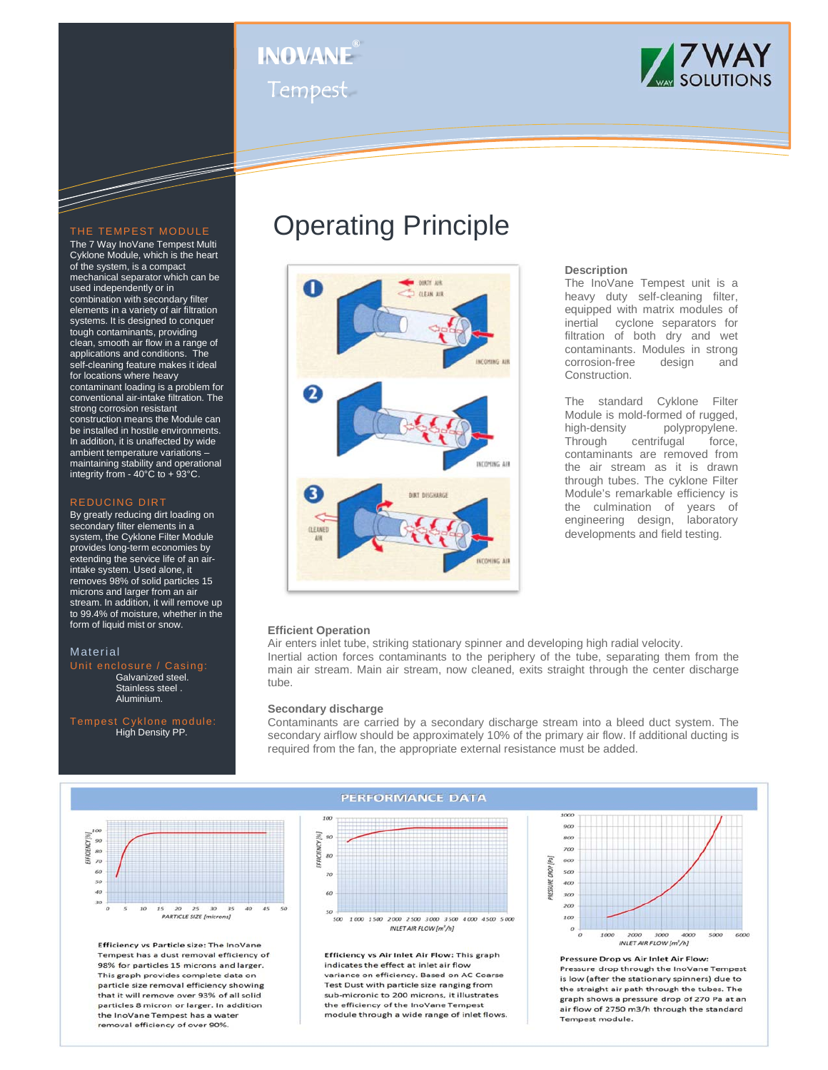INOVANE®

Tempest

7 WAY SOLUTIONS

## THE TEMPEST MODULE

The 7 Way InoVane Tempest Multi Cyklone Module, which is the heart of the system, is a compact mechanical separator which can be used independently or in combination with secondary filter elements in a variety of air filtration systems. It is designed to conquer tough contaminants, providing clean, smooth air flow in a range of applications and conditions. The self-cleaning feature makes it ideal for locations where heavy contaminant loading is a problem for conventional air-intake filtration. The strong corrosion resistant construction means the Module can be installed in hostile environments. In addition, it is unaffected by wide ambient temperature variations – maintaining stability and operational integrity from - 40°C to + 93°C.

## REDUCING DIRT

By greatly reducing dirt loading on secondary filter elements in a system, the Cyklone Filter Module provides long-term economies by extending the service life of an air-intake system. Used alone, it removes 98% of solid particles 15 microns and larger from an air stream. In addition, it will remove up to 99.4% of moisture, whether in the form of liquid mist or snow.

## Material

**Unit enclosure / Casing:**
Galvanized steel.
Stainless steel .
Aluminium.

**Tempest Cyklone module:**
High Density PP.

# Operating Principle

1 DIRTY AIR CLEAN AIR INCOMING AIR
2 INCOMING AIR
3 DIRT DISCHARGE CLEANED AIR INCOMING AIR

### Description

The InoVane Tempest unit is a heavy duty self-cleaning filter, equipped with matrix modules of inertial cyclone separators for filtration of both dry and wet contaminants. Modules in strong corrosion-free design and Construction.

The standard Cyklone Filter Module is mold-formed of rugged, high-density polypropylene. Through centrifugal force, contaminants are removed from the air stream as it is drawn through tubes. The cyklone Filter Module's remarkable efficiency is the culmination of years of engineering design, laboratory developments and field testing.

### Efficient Operation

Air enters inlet tube, striking stationary spinner and developing high radial velocity.
Inertial action forces contaminants to the periphery of the tube, separating them from the main air stream. Main air stream, now cleaned, exits straight through the center discharge tube.

### Secondary discharge

Contaminants are carried by a secondary discharge stream into a bleed duct system. The secondary airflow should be approximately 10% of the primary air flow. If additional ducting is required from the fan, the appropriate external resistance must be added.

## PERFORMANCE DATA

EFFICIENCY [%]
100 90 80 70 60 50 40 30
0 5 10 15 20 25 30 35 40 45 50
PARTICLE SIZE [microns]

**Efficiency vs Particle size:** The InoVane Tempest has a dust removal efficiency of 98% for particles 15 microns and larger. This graph provides complete data on particle size removal efficiency showing that it will remove over 93% of all solid particles 8 micron or larger. In addition the InoVane Tempest has a water removal efficiency of over 90%.

EFFICIENCY [%]
100 90 80 70 60 50
500 1 000 1 500 2 000 2 500 3 000 3 500 4 000 4 500 5 000
INLET AIR FLOW [$m^3/h$]

**Efficiency vs Air Inlet Air Flow:** This graph indicates the effect at inlet air flow variance on efficiency. Based on AC Coarse Test Dust with particle size ranging from sub-micronic to 200 microns, it illustrates the efficiency of the InoVane Tempest module through a wide range of inlet flows.

PRESSURE DROP [Pa]
1000 900 800 700 600 500 400 300 200 100 0
0 1000 2000 3000 4000 5000 6000
INLET AIR FLOW [$m^3/h$]

**Pressure Drop vs Air Inlet Air Flow:** Pressure drop through the InoVane Tempest is low (after the stationary spinners) due to the straight air path through the tubes. The graph shows a pressure drop of 270 Pa at an air flow of 2750 m3/h through the standard Tempest module.